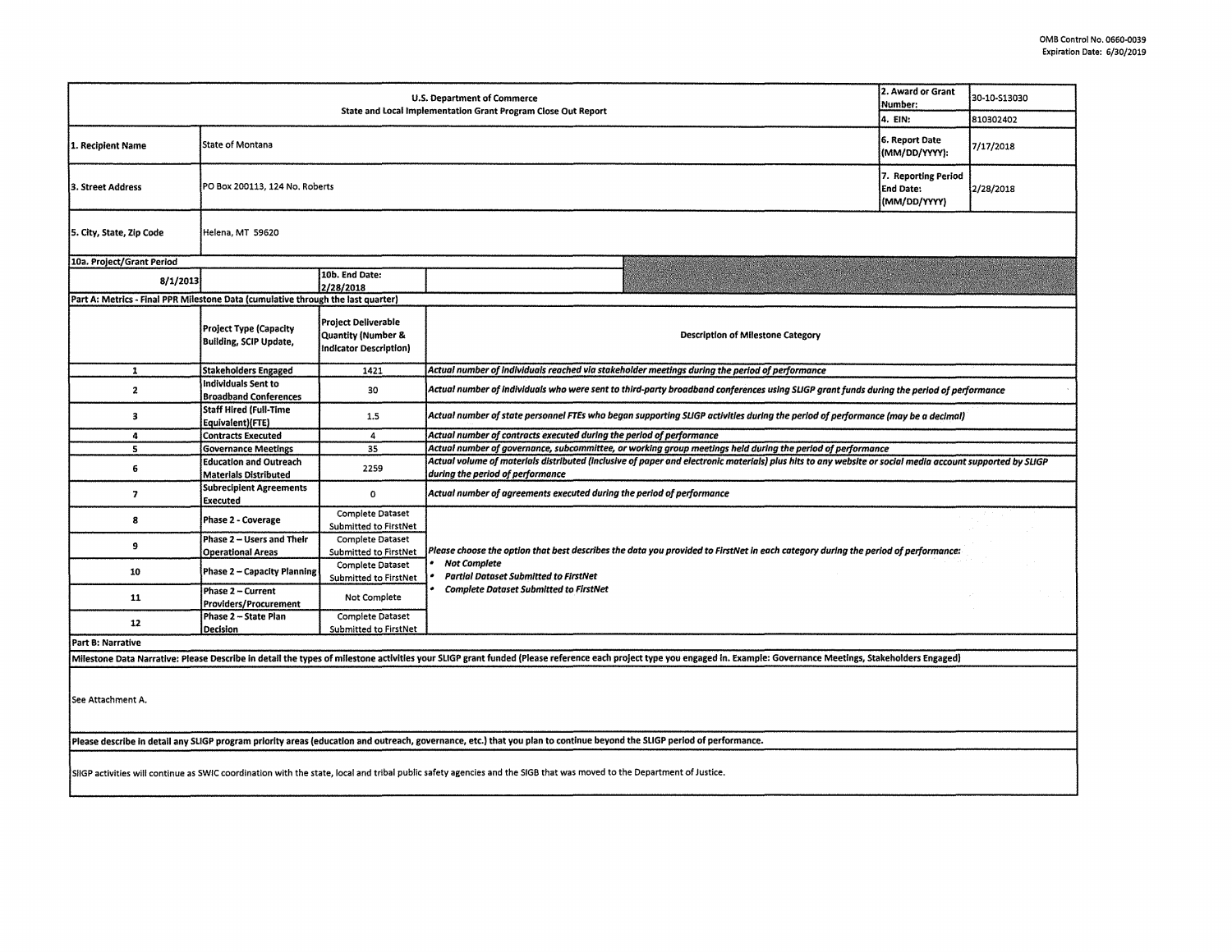OMB Control No. 0660-0039
Expiration Date: 6/30/2019

| U.S. Department of Commerce<br>State and Local Implementation Grant Program Close Out Report | | | | 2. Award or Grant Number: | 30-10-S13030 |
|---|---|---|---|---|---|
| | | | | 4. EIN: | 810302402 |
| 1. Recipient Name | State of Montana | | | 6. Report Date (MM/DD/YYYY): | 7/17/2018 |
| 3. Street Address | PO Box 200113, 124 No. Roberts | | | 7. Reporting Period End Date: (MM/DD/YYYY) | 2/28/2018 |
| 5. City, State, Zip Code | Helena, MT 59620 | | | | |
| 10a. Project/Grant Period | | | | | |
| 8/1/2013 | | 10b. End Date: 2/28/2018 | | | |

**Part A: Metrics - Final PPR Milestone Data (cumulative through the last quarter)**

| | Project Type (Capacity Building, SCIP Update, | Project Deliverable Quantity (Number & Indicator Description) | Description of Milestone Category |
|---|---|---|---|
| 1 | Stakeholders Engaged | 1421 | *Actual number of individuals reached via stakeholder meetings during the period of performance* |
| 2 | Individuals Sent to Broadband Conferences | 30 | *Actual number of individuals who were sent to third-party broadband conferences using SLIGP grant funds during the period of performance* |
| 3 | Staff Hired (Full-Time Equivalent)(FTE) | 1.5 | *Actual number of state personnel FTEs who began supporting SLIGP activities during the period of performance (may be a decimal)* |
| 4 | Contracts Executed | 4 | *Actual number of contracts executed during the period of performance* |
| 5 | Governance Meetings | 35 | *Actual number of governance, subcommittee, or working group meetings held during the period of performance* |
| 6 | Education and Outreach Materials Distributed | 2259 | *Actual volume of materials distributed (inclusive of paper and electronic materials) plus hits to any website or social media account supported by SLIGP during the period of performance* |
| 7 | Subrecipient Agreements Executed | 0 | *Actual number of agreements executed during the period of performance* |
| 8 | Phase 2 - Coverage | Complete Dataset Submitted to FirstNet | *Please choose the option that best describes the data you provided to FirstNet in each category during the period of performance:*<br>• ***Not Complete***<br>• ***Partial Dataset Submitted to FirstNet***<br>• ***Complete Dataset Submitted to FirstNet*** |
| 9 | Phase 2 – Users and Their Operational Areas | Complete Dataset Submitted to FirstNet | |
| 10 | Phase 2 – Capacity Planning | Complete Dataset Submitted to FirstNet | |
| 11 | Phase 2 – Current Providers/Procurement | Not Complete | |
| 12 | Phase 2 – State Plan Decision | Complete Dataset Submitted to FirstNet | |

**Part B: Narrative**

**Milestone Data Narrative: Please Describe in detail the types of milestone activities your SLIGP grant funded (Please reference each project type you engaged in. Example: Governance Meetings, Stakeholders Engaged)**

See Attachment A.

**Please describe in detail any SLIGP program priority areas (education and outreach, governance, etc.) that you plan to continue beyond the SLIGP period of performance.**

SlIGP activities will continue as SWIC coordination with the state, local and tribal public safety agencies and the SIGB that was moved to the Department of Justice.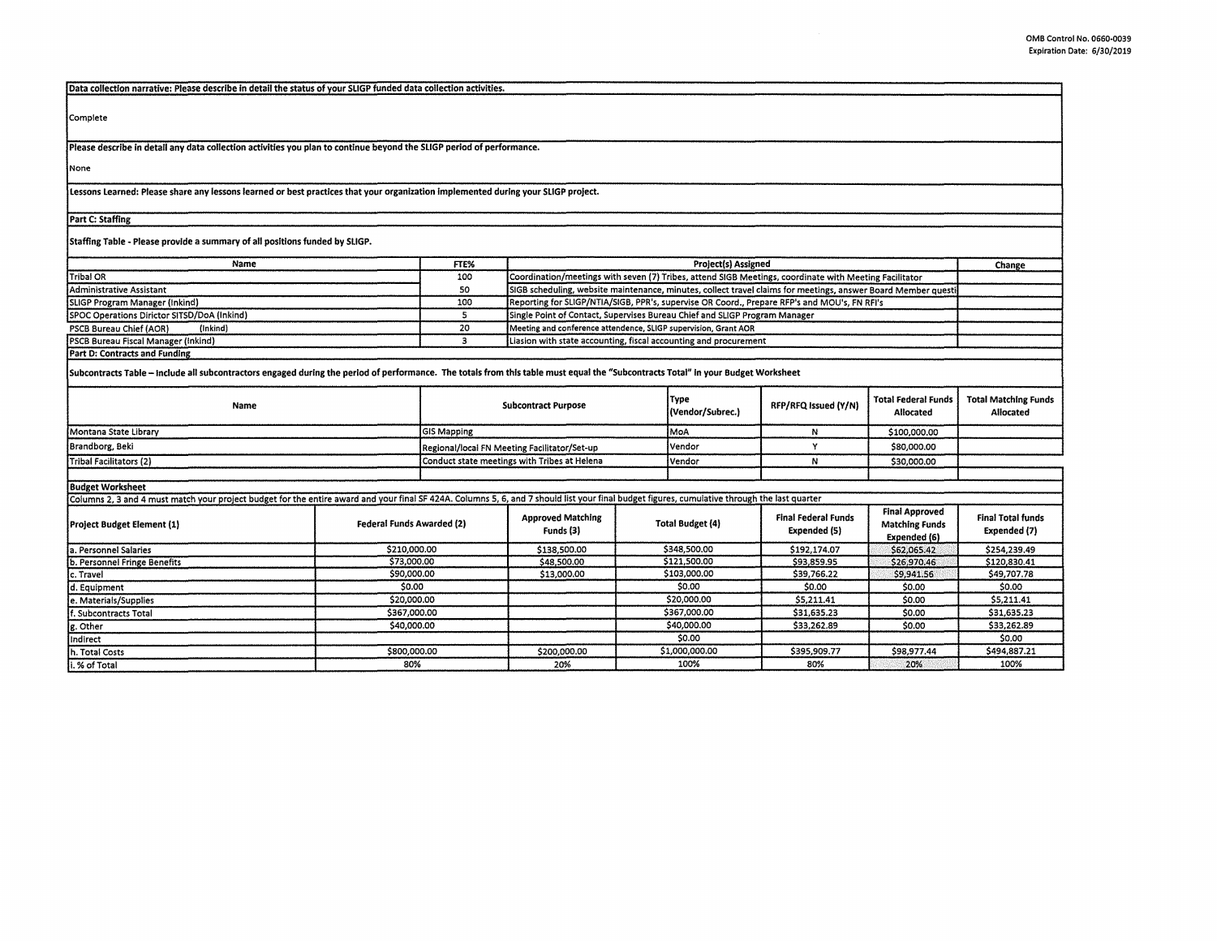OMB Control No. 0660-0039
Expiration Date: 6/30/2019

**Data collection narrative: Please describe in detail the status of your SLIGP funded data collection activities.**

Complete

**Please describe in detail any data collection activities you plan to continue beyond the SLIGP period of performance.**

None

**Lessons Learned: Please share any lessons learned or best practices that your organization implemented during your SLIGP project.**

## Part C: Staffing

**Staffing Table - Please provide a summary of all positions funded by SLIGP.**

| Name | FTE% | Project(s) Assigned | Change |
|---|---|---|---|
| Tribal OR | 100 | Coordination/meetings with seven (7) Tribes, attend SIGB Meetings, coordinate with Meeting Facilitator | |
| Administrative Assistant | 50 | SIGB scheduling, website maintenance, minutes, collect travel claims for meetings, answer Board Member questi | |
| SLIGP Program Manager (Inkind) | 100 | Reporting for SLIGP/NTIA/SIGB, PPR's, supervise OR Coord., Prepare RFP's and MOU's, FN RFI's | |
| SPOC Operations Dirctor SITSD/DoA (Inkind) | 5 | Single Point of Contact, Supervises Bureau Chief and SLIGP Program Manager | |
| PSCB Bureau Chief (AOR) (Inkind) | 20 | Meeting and conference attendence, SLIGP supervision, Grant AOR | |
| PSCB Bureau Fiscal Manager (Inkind) | 3 | Liasion with state accounting, fiscal accounting and procurement | |

## Part D: Contracts and Funding

**Subcontracts Table – Include all subcontractors engaged during the period of performance. The totals from this table must equal the "Subcontracts Total" in your Budget Worksheet**

| Name | Subcontract Purpose | Type (Vendor/Subrec.) | RFP/RFQ Issued (Y/N) | Total Federal Funds Allocated | Total Matching Funds Allocated |
|---|---|---|---|---|---|
| Montana State Library | GIS Mapping | MoA | N | $100,000.00 | |
| Brandborg, Beki | Regional/local FN Meeting Facilitator/Set-up | Vendor | Y | $80,000.00 | |
| Tribal Facilitators (2) | Conduct state meetings with Tribes at Helena | Vendor | N | $30,000.00 | |
| | | | | | |

**Budget Worksheet**

Columns 2, 3 and 4 must match your project budget for the entire award and your final SF 424A. Columns 5, 6, and 7 should list your final budget figures, cumulative through the last quarter

| Project Budget Element (1) | Federal Funds Awarded (2) | Approved Matching Funds (3) | Total Budget (4) | Final Federal Funds Expended (5) | Final Approved Matching Funds Expended (6) | Final Total funds Expended (7) |
|---|---|---|---|---|---|---|
| a. Personnel Salaries | $210,000.00 | $138,500.00 | $348,500.00 | $192,174.07 | $62,065.42 | $254,239.49 |
| b. Personnel Fringe Benefits | $73,000.00 | $48,500.00 | $121,500.00 | $93,859.95 | $26,970.46 | $120,830.41 |
| c. Travel | $90,000.00 | $13,000.00 | $103,000.00 | $39,766.22 | $9,941.56 | $49,707.78 |
| d. Equipment | $0.00 | | $0.00 | $0.00 | $0.00 | $0.00 |
| e. Materials/Supplies | $20,000.00 | | $20,000.00 | $5,211.41 | $0.00 | $5,211.41 |
| f. Subcontracts Total | $367,000.00 | | $367,000.00 | $31,635.23 | $0.00 | $31,635.23 |
| g. Other | $40,000.00 | | $40,000.00 | $33,262.89 | $0.00 | $33,262.89 |
| Indirect | | | $0.00 | | | $0.00 |
| h. Total Costs | $800,000.00 | $200,000.00 | $1,000,000.00 | $395,909.77 | $98,977.44 | $494,887.21 |
| i. % of Total | 80% | 20% | 100% | 80% | 20% | 100% |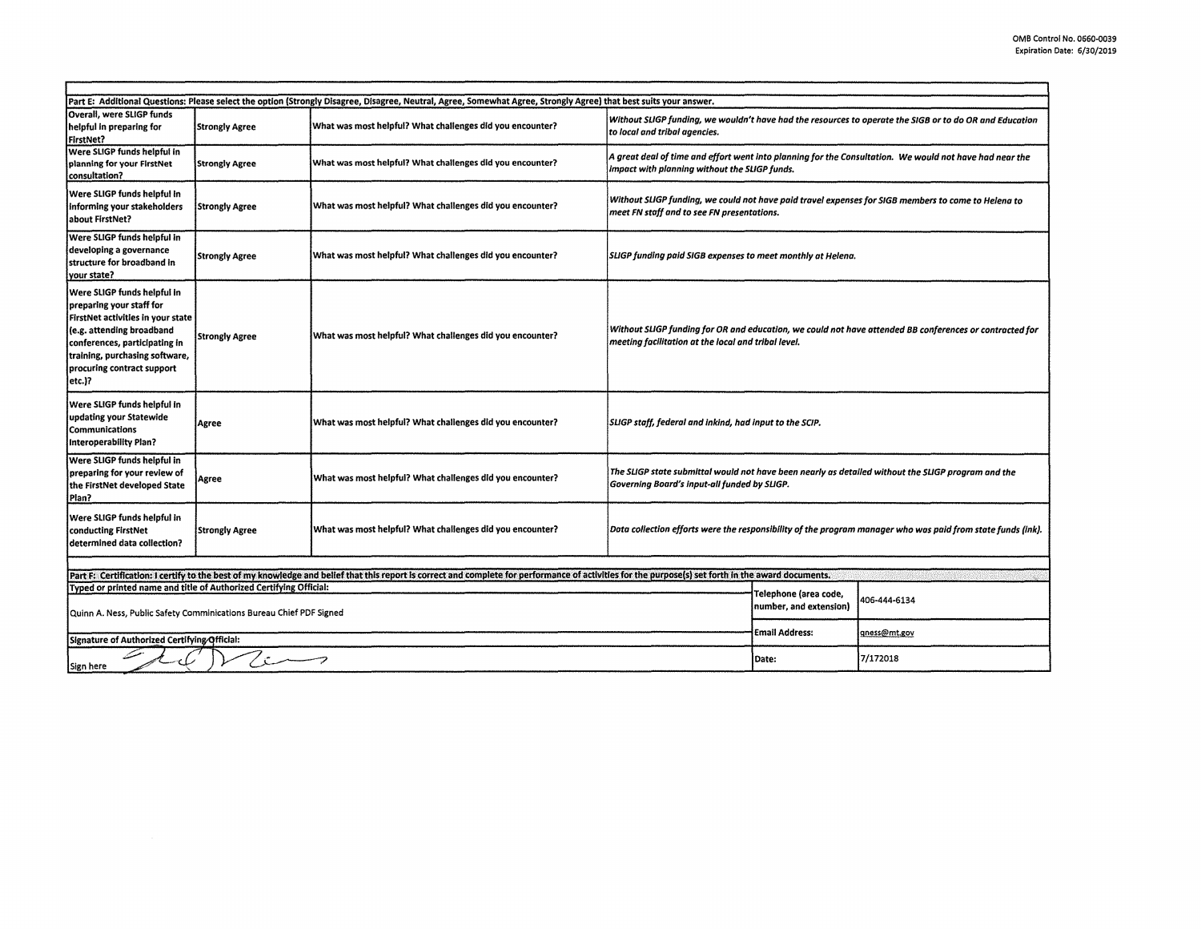OMB Control No. 0660-0039
Expiration Date: 6/30/2019

| Part E: Additional Questions: Please select the option (Strongly Disagree, Disagree, Neutral, Agree, Somewhat Agree, Strongly Agree) that best suits your answer. | | | |
|---|---|---|---|
| Overall, were SLIGP funds helpful in preparing for FirstNet? | Strongly Agree | What was most helpful? What challenges did you encounter? | *Without SLIGP funding, we wouldn't have had the resources to operate the SIGB or to do OR and Education to local and tribal agencies.* |
| Were SLIGP funds helpful in planning for your FirstNet consultation? | Strongly Agree | What was most helpful? What challenges did you encounter? | *A great deal of time and effort went into planning for the Consultation. We would not have had near the impact with planning without the SLIGP funds.* |
| Were SLIGP funds helpful in informing your stakeholders about FirstNet? | Strongly Agree | What was most helpful? What challenges did you encounter? | *Without SLIGP funding, we could not have paid travel expenses for SIGB members to come to Helena to meet FN staff and to see FN presentations.* |
| Were SLIGP funds helpful in developing a governance structure for broadband in your state? | Strongly Agree | What was most helpful? What challenges did you encounter? | *SLIGP funding paid SIGB expenses to meet monthly at Helena.* |
| Were SLIGP funds helpful in preparing your staff for FirstNet activities in your state (e.g. attending broadband conferences, participating in training, purchasing software, procuring contract support etc.)? | Strongly Agree | What was most helpful? What challenges did you encounter? | *Without SLIGP funding for OR and education, we could not have attended BB conferences or contracted for meeting facilitation at the local and tribal level.* |
| Were SLIGP funds helpful in updating your Statewide Communications Interoperability Plan? | Agree | What was most helpful? What challenges did you encounter? | *SLIGP staff, federal and inkind, had input to the SCIP.* |
| Were SLIGP funds helpful in preparing for your review of the FirstNet developed State Plan? | Agree | What was most helpful? What challenges did you encounter? | *The SLIGP state submittal would not have been nearly as detailed without the SLIGP program and the Governing Board's input-all funded by SLIGP.* |
| Were SLIGP funds helpful in conducting FirstNet determined data collection? | Strongly Agree | What was most helpful? What challenges did you encounter? | *Data collection efforts were the responsibility of the program manager who was paid from state funds (ink).* |

| Part F: Certification: I certify to the best of my knowledge and belief that this report is correct and complete for performance of activities for the purpose(s) set forth in the award documents. | | |
|---|---|---|
| Typed or printed name and title of Authorized Certifying Official: Quinn A. Ness, Public Safety Comminications Bureau Chief PDF Signed | Telephone (area code, number, and extension) | 406-444-6134 |
| Signature of Authorized Certifying Official: | Email Address: | qness@mt.gov |
| Sign here | Date: | 7/172018 |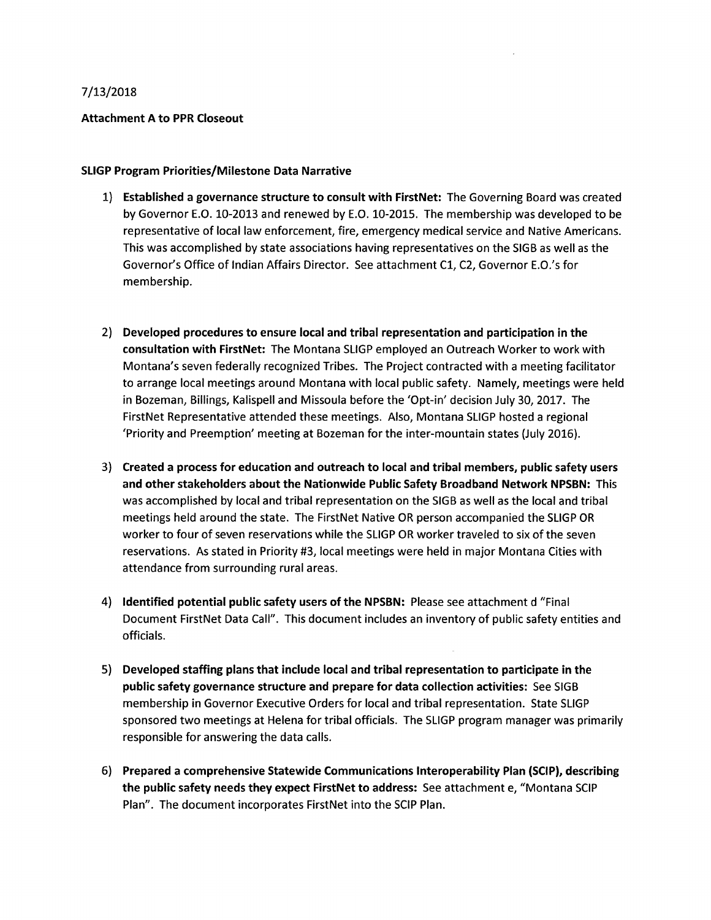7/13/2018

**Attachment A to PPR Closeout**

**SLIGP Program Priorities/Milestone Data Narrative**

1) **Established a governance structure to consult with FirstNet:** The Governing Board was created by Governor E.O. 10-2013 and renewed by E.O. 10-2015. The membership was developed to be representative of local law enforcement, fire, emergency medical service and Native Americans. This was accomplished by state associations having representatives on the SIGB as well as the Governor's Office of Indian Affairs Director. See attachment C1, C2, Governor E.O.'s for membership.

2) **Developed procedures to ensure local and tribal representation and participation in the consultation with FirstNet:** The Montana SLIGP employed an Outreach Worker to work with Montana's seven federally recognized Tribes. The Project contracted with a meeting facilitator to arrange local meetings around Montana with local public safety. Namely, meetings were held in Bozeman, Billings, Kalispell and Missoula before the 'Opt-in' decision July 30, 2017. The FirstNet Representative attended these meetings. Also, Montana SLIGP hosted a regional 'Priority and Preemption' meeting at Bozeman for the inter-mountain states (July 2016).

3) **Created a process for education and outreach to local and tribal members, public safety users and other stakeholders about the Nationwide Public Safety Broadband Network NPSBN:** This was accomplished by local and tribal representation on the SIGB as well as the local and tribal meetings held around the state. The FirstNet Native OR person accompanied the SLIGP OR worker to four of seven reservations while the SLIGP OR worker traveled to six of the seven reservations. As stated in Priority #3, local meetings were held in major Montana Cities with attendance from surrounding rural areas.

4) **Identified potential public safety users of the NPSBN:** Please see attachment d "Final Document FirstNet Data Call". This document includes an inventory of public safety entities and officials.

5) **Developed staffing plans that include local and tribal representation to participate in the public safety governance structure and prepare for data collection activities:** See SIGB membership in Governor Executive Orders for local and tribal representation. State SLIGP sponsored two meetings at Helena for tribal officials. The SLIGP program manager was primarily responsible for answering the data calls.

6) **Prepared a comprehensive Statewide Communications Interoperability Plan (SCIP), describing the public safety needs they expect FirstNet to address:** See attachment e, "Montana SCIP Plan". The document incorporates FirstNet into the SCIP Plan.